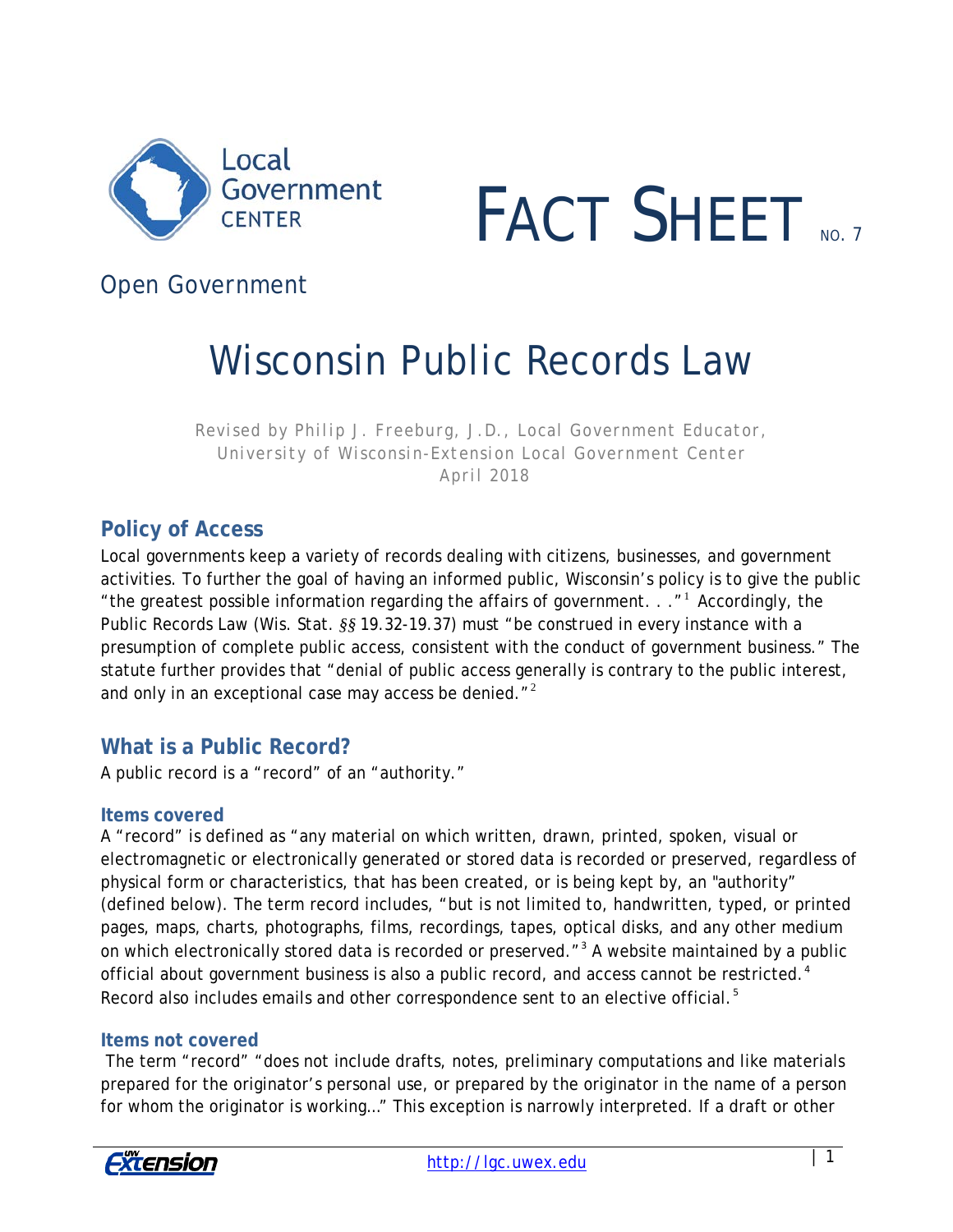Local Government CENTER

# FACT SHEET NO. 7

Open Government

# Wisconsin Public Records Law

Revised by Philip J. Freeburg, J.D., Local Government Educator, University of Wisconsin-Extension Local Government Center
April 2018

## Policy of Access

Local governments keep a variety of records dealing with citizens, businesses, and government activities. To further the goal of having an informed public, Wisconsin's policy is to give the public "the greatest possible information regarding the affairs of government. . ."[1] Accordingly, the Public Records Law (Wis. Stat. §§ 19.32-19.37) must "be construed in every instance with a presumption of complete public access, consistent with the conduct of government business." The statute further provides that "denial of public access generally is contrary to the public interest, and only in an exceptional case may access be denied."[2]

## What is a Public Record?

A public record is a "record" of an "authority."

### Items covered

A "record" is defined as "any material on which written, drawn, printed, spoken, visual or electromagnetic or electronically generated or stored data is recorded or preserved, regardless of physical form or characteristics, that has been created, or is being kept by, an "authority" (defined below). The term record includes, "but is not limited to, handwritten, typed, or printed pages, maps, charts, photographs, films, recordings, tapes, optical disks, and any other medium on which electronically stored data is recorded or preserved."[3] A website maintained by a public official about government business is also a public record, and access cannot be restricted.[4] Record also includes emails and other correspondence sent to an elective official.[5]

### Items not covered

The term "record" "does not include drafts, notes, preliminary computations and like materials prepared for the originator's personal use, or prepared by the originator in the name of a person for whom the originator is working..." This exception is narrowly interpreted. If a draft or other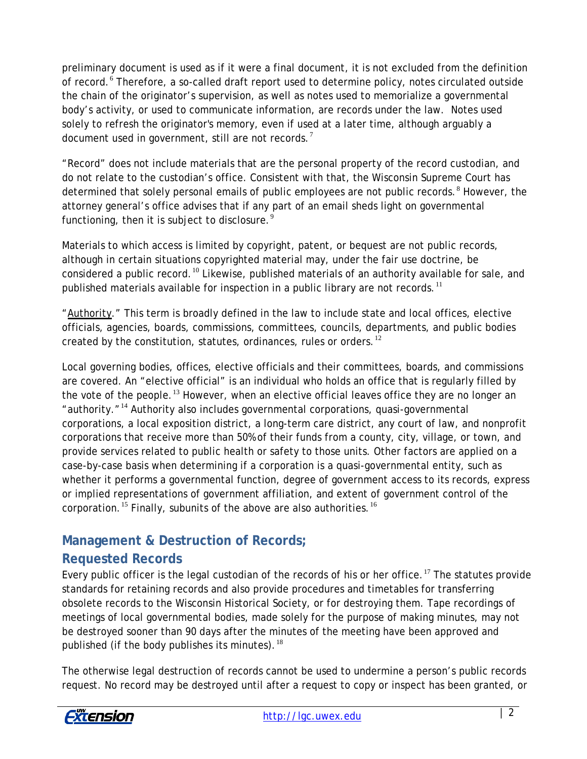preliminary document is used as if it were a final document, it is not excluded from the definition of record.[6] Therefore, a so-called draft report used to determine policy, notes circulated outside the chain of the originator's supervision, as well as notes used to memorialize a governmental body's activity, or used to communicate information, are records under the law. Notes used solely to refresh the originator's memory, even if used at a later time, although arguably a document used in government, still are not records.[7]

"Record" does not include materials that are the personal property of the record custodian, and do not relate to the custodian's office. Consistent with that, the Wisconsin Supreme Court has determined that solely personal emails of public employees are not public records.[8] However, the attorney general's office advises that if any part of an email sheds light on governmental functioning, then it is subject to disclosure.[9]

Materials to which access is limited by copyright, patent, or bequest are not public records, although in certain situations copyrighted material may, under the fair use doctrine, be considered a public record.[10] Likewise, published materials of an authority available for sale, and published materials available for inspection in a public library are not records.[11]

"Authority." This term is broadly defined in the law to include state and local offices, elective officials, agencies, boards, commissions, committees, councils, departments, and public bodies created by the constitution, statutes, ordinances, rules or orders.[12]

Local governing bodies, offices, elective officials and their committees, boards, and commissions are covered. An "elective official" is an individual who holds an office that is regularly filled by the vote of the people.[13] However, when an elective official leaves office they are no longer an "authority."[14] Authority also includes governmental corporations, quasi-governmental corporations, a local exposition district, a long-term care district, any court of law, and nonprofit corporations that receive more than 50% of their funds from a county, city, village, or town, and provide services related to public health or safety to those units. Other factors are applied on a case-by-case basis when determining if a corporation is a quasi-governmental entity, such as whether it performs a governmental function, degree of government access to its records, express or implied representations of government affiliation, and extent of government control of the corporation.[15] Finally, subunits of the above are also authorities.[16]

## Management & Destruction of Records; Requested Records

Every public officer is the legal custodian of the records of his or her office.[17] The statutes provide standards for retaining records and also provide procedures and timetables for transferring obsolete records to the Wisconsin Historical Society, or for destroying them. Tape recordings of meetings of local governmental bodies, made solely for the purpose of making minutes, may not be destroyed sooner than 90 days after the minutes of the meeting have been approved and published (if the body publishes its minutes).[18]

The otherwise legal destruction of records cannot be used to undermine a person's public records request. No record may be destroyed until after a request to copy or inspect has been granted, or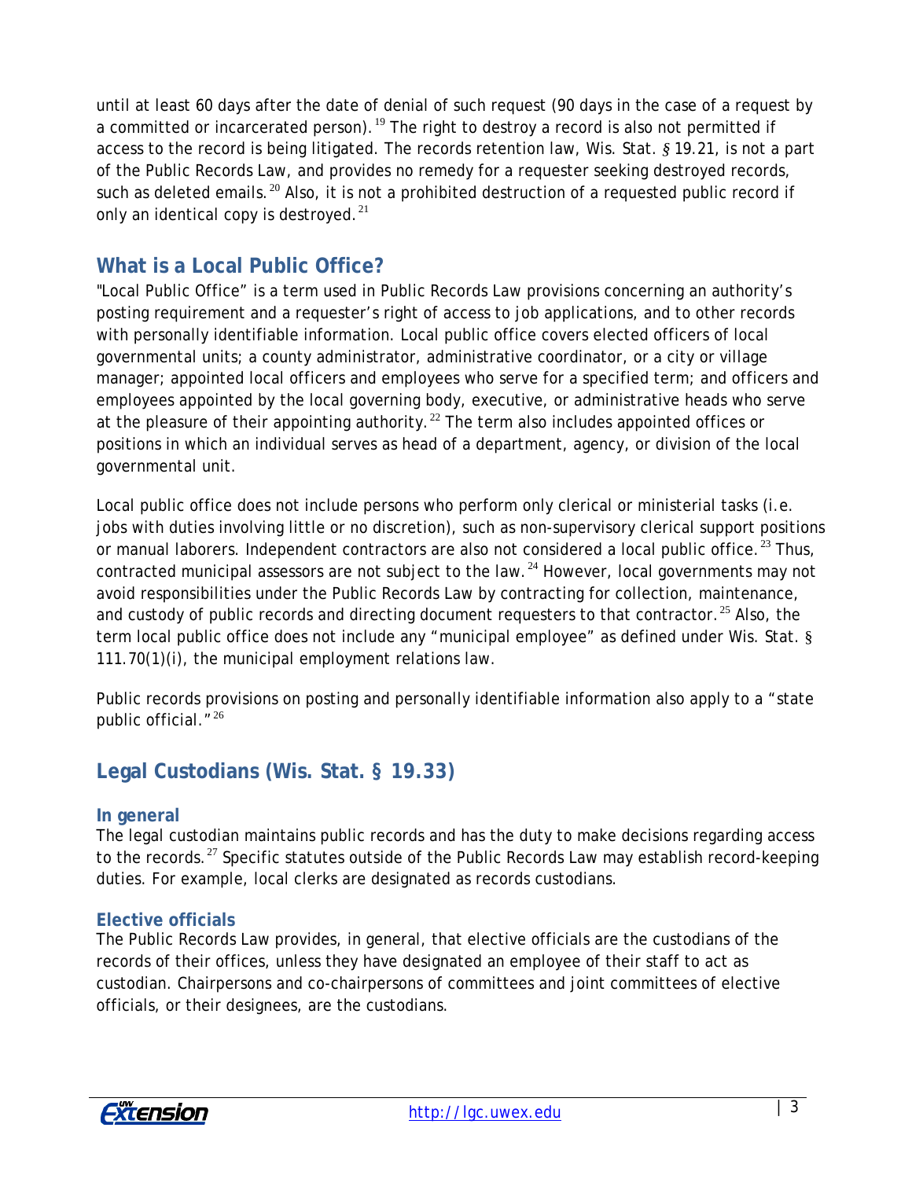until at least 60 days after the date of denial of such request (90 days in the case of a request by a committed or incarcerated person).[19] The right to destroy a record is also not permitted if access to the record is being litigated. The records retention law, Wis. Stat. § 19.21, is not a part of the Public Records Law, and provides no remedy for a requester seeking destroyed records, such as deleted emails.[20] Also, it is not a prohibited destruction of a requested public record if only an identical copy is destroyed.[21]

## What is a Local Public Office?

"Local Public Office" is a term used in Public Records Law provisions concerning an authority's posting requirement and a requester's right of access to job applications, and to other records with personally identifiable information. Local public office covers elected officers of local governmental units; a county administrator, administrative coordinator, or a city or village manager; appointed local officers and employees who serve for a specified term; and officers and employees appointed by the local governing body, executive, or administrative heads who serve at the pleasure of their appointing authority.[22] The term also includes appointed offices or positions in which an individual serves as head of a department, agency, or division of the local governmental unit.

Local public office does not include persons who perform only clerical or ministerial tasks (i.e. jobs with duties involving little or no discretion), such as non-supervisory clerical support positions or manual laborers. Independent contractors are also not considered a local public office.[23] Thus, contracted municipal assessors are not subject to the law.[24] However, local governments may not avoid responsibilities under the Public Records Law by contracting for collection, maintenance, and custody of public records and directing document requesters to that contractor.[25] Also, the term local public office does not include any "municipal employee" as defined under Wis. Stat. § 111.70(1)(i), the municipal employment relations law.

Public records provisions on posting and personally identifiable information also apply to a "state public official."[26]

## Legal Custodians (Wis. Stat. § 19.33)

### In general

The legal custodian maintains public records and has the duty to make decisions regarding access to the records.[27] Specific statutes outside of the Public Records Law may establish record-keeping duties. For example, local clerks are designated as records custodians.

### Elective officials

The Public Records Law provides, in general, that elective officials are the custodians of the records of their offices, unless they have designated an employee of their staff to act as custodian. Chairpersons and co-chairpersons of committees and joint committees of elective officials, or their designees, are the custodians.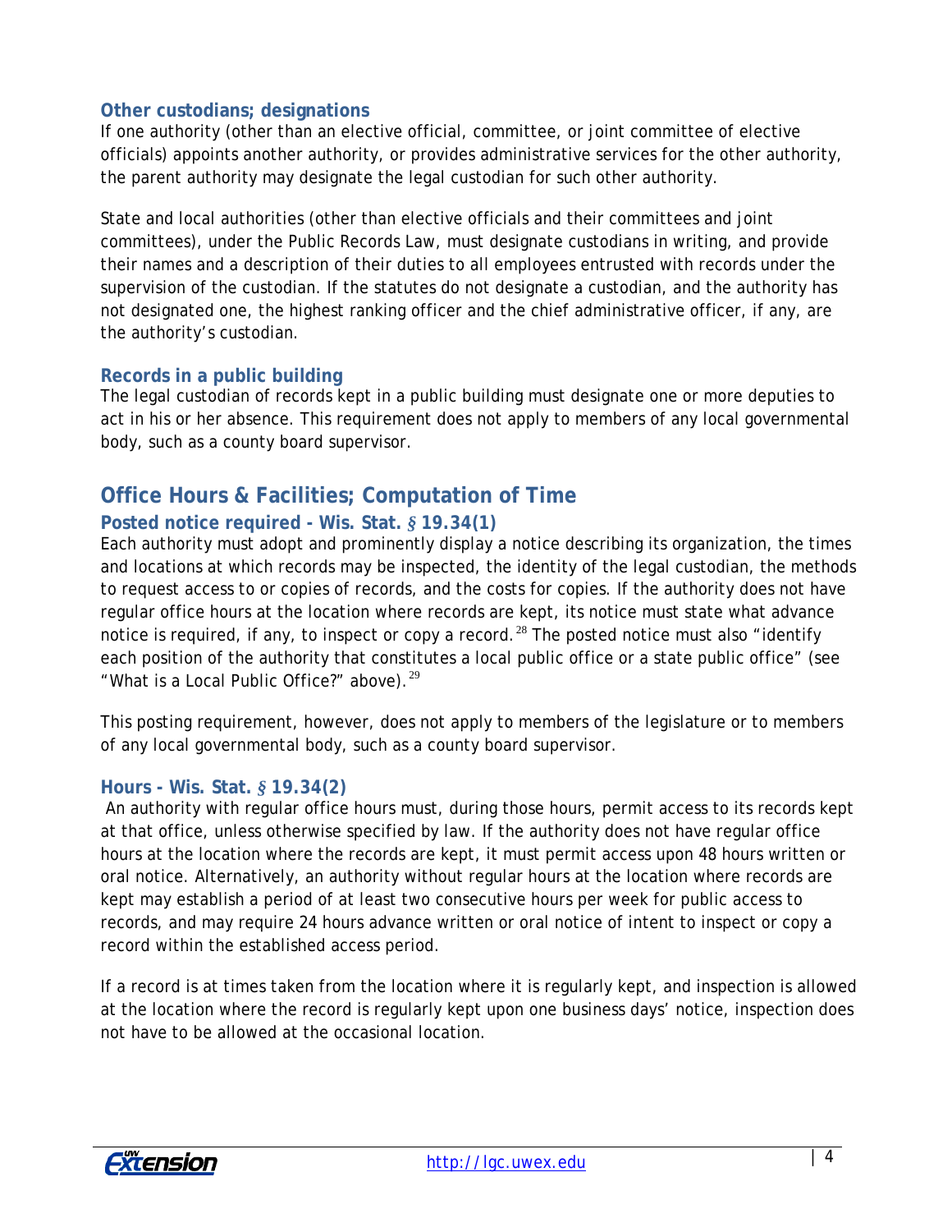### Other custodians; designations

If one authority (other than an elective official, committee, or joint committee of elective officials) appoints another authority, or provides administrative services for the other authority, the parent authority may designate the legal custodian for such other authority.

State and local authorities (other than elective officials and their committees and joint committees), under the Public Records Law, must designate custodians in writing, and provide their names and a description of their duties to all employees entrusted with records under the supervision of the custodian. If the statutes do not designate a custodian, and the authority has not designated one, the highest ranking officer and the chief administrative officer, if any, are the authority's custodian.

### Records in a public building

The legal custodian of records kept in a public building must designate one or more deputies to act in his or her absence. This requirement does not apply to members of any local governmental body, such as a county board supervisor.

## Office Hours & Facilities; Computation of Time

### Posted notice required - Wis. Stat. § 19.34(1)

Each authority must adopt and prominently display a notice describing its organization, the times and locations at which records may be inspected, the identity of the legal custodian, the methods to request access to or copies of records, and the costs for copies. If the authority does not have regular office hours at the location where records are kept, its notice must state what advance notice is required, if any, to inspect or copy a record.[28] The posted notice must also "identify each position of the authority that constitutes a local public office or a state public office" (see "What is a Local Public Office?" above).[29]

This posting requirement, however, does not apply to members of the legislature or to members of any local governmental body, such as a county board supervisor.

### Hours - Wis. Stat. § 19.34(2)

An authority with regular office hours must, during those hours, permit access to its records kept at that office, unless otherwise specified by law. If the authority does not have regular office hours at the location where the records are kept, it must permit access upon 48 hours written or oral notice. Alternatively, an authority without regular hours at the location where records are kept may establish a period of at least two consecutive hours per week for public access to records, and may require 24 hours advance written or oral notice of intent to inspect or copy a record within the established access period.

If a record is at times taken from the location where it is regularly kept, and inspection is allowed at the location where the record is regularly kept upon one business days' notice, inspection does not have to be allowed at the occasional location.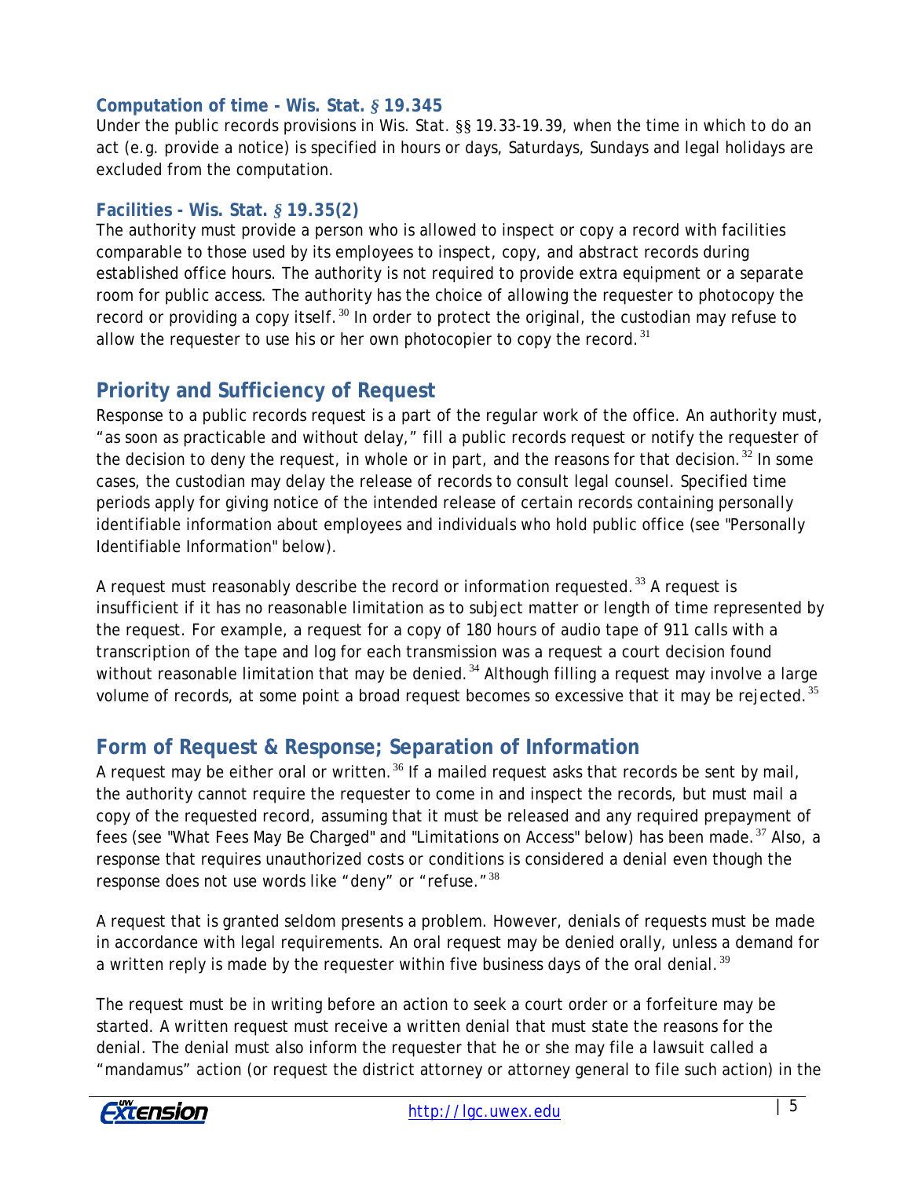### Computation of time - Wis. Stat. § 19.345

Under the public records provisions in Wis. Stat. §§ 19.33-19.39, when the time in which to do an act (e.g. provide a notice) is specified in hours or days, Saturdays, Sundays and legal holidays are excluded from the computation.

### Facilities - Wis. Stat. § 19.35(2)

The authority must provide a person who is allowed to inspect or copy a record with facilities comparable to those used by its employees to inspect, copy, and abstract records during established office hours. The authority is not required to provide extra equipment or a separate room for public access. The authority has the choice of allowing the requester to photocopy the record or providing a copy itself.[30] In order to protect the original, the custodian may refuse to allow the requester to use his or her own photocopier to copy the record.[31]

## Priority and Sufficiency of Request

Response to a public records request is a part of the regular work of the office. An authority must, "as soon as practicable and without delay," fill a public records request or notify the requester of the decision to deny the request, in whole or in part, and the reasons for that decision.[32] In some cases, the custodian may delay the release of records to consult legal counsel. Specified time periods apply for giving notice of the intended release of certain records containing personally identifiable information about employees and individuals who hold public office (see "Personally Identifiable Information" below).

A request must reasonably describe the record or information requested.[33] A request is insufficient if it has no reasonable limitation as to subject matter or length of time represented by the request. For example, a request for a copy of 180 hours of audio tape of 911 calls with a transcription of the tape and log for each transmission was a request a court decision found without reasonable limitation that may be denied.[34] Although filling a request may involve a large volume of records, at some point a broad request becomes so excessive that it may be rejected.[35]

## Form of Request & Response; Separation of Information

A request may be either oral or written.[36] If a mailed request asks that records be sent by mail, the authority cannot require the requester to come in and inspect the records, but must mail a copy of the requested record, assuming that it must be released and any required prepayment of fees (see "What Fees May Be Charged" and "Limitations on Access" below) has been made.[37] Also, a response that requires unauthorized costs or conditions is considered a denial even though the response does not use words like "deny" or "refuse."[38]

A request that is granted seldom presents a problem. However, denials of requests must be made in accordance with legal requirements. An oral request may be denied orally, unless a demand for a written reply is made by the requester within five business days of the oral denial.[39]

The request must be in writing before an action to seek a court order or a forfeiture may be started. A written request must receive a written denial that must state the reasons for the denial. The denial must also inform the requester that he or she may file a lawsuit called a "mandamus" action (or request the district attorney or attorney general to file such action) in the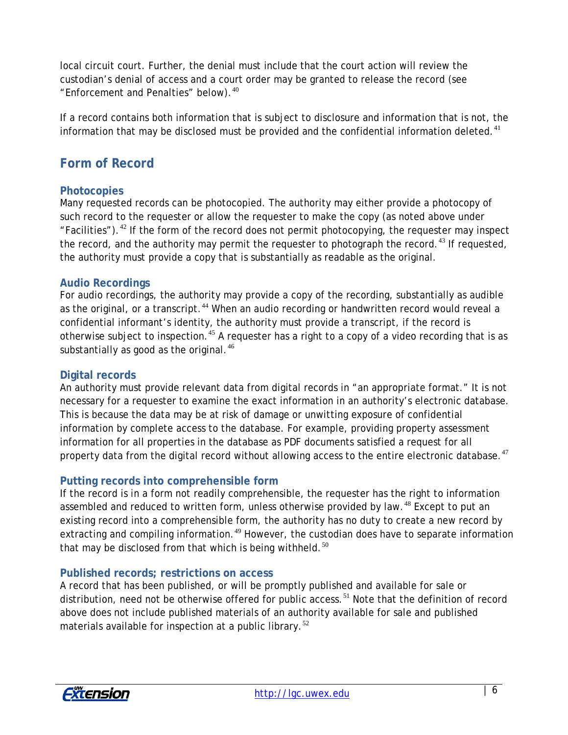local circuit court. Further, the denial must include that the court action will review the custodian's denial of access and a court order may be granted to release the record (see "Enforcement and Penalties" below).[40]

If a record contains both information that is subject to disclosure and information that is not, the information that may be disclosed must be provided and the confidential information deleted.[41]

## Form of Record

### Photocopies

Many requested records can be photocopied. The authority may either provide a photocopy of such record to the requester or allow the requester to make the copy (as noted above under "Facilities").[42] If the form of the record does not permit photocopying, the requester may inspect the record, and the authority may permit the requester to photograph the record.[43] If requested, the authority must provide a copy that is substantially as readable as the original.

### Audio Recordings

For audio recordings, the authority may provide a copy of the recording, substantially as audible as the original, or a transcript.[44] When an audio recording or handwritten record would reveal a confidential informant's identity, the authority must provide a transcript, if the record is otherwise subject to inspection.[45] A requester has a right to a copy of a video recording that is as substantially as good as the original.[46]

### Digital records

An authority must provide relevant data from digital records in "an appropriate format." It is not necessary for a requester to examine the exact information in an authority's electronic database. This is because the data may be at risk of damage or unwitting exposure of confidential information by complete access to the database. For example, providing property assessment information for all properties in the database as PDF documents satisfied a request for all property data from the digital record without allowing access to the entire electronic database.[47]

### Putting records into comprehensible form

If the record is in a form not readily comprehensible, the requester has the right to information assembled and reduced to written form, unless otherwise provided by law.[48] Except to put an existing record into a comprehensible form, the authority has no duty to create a new record by extracting and compiling information.[49] However, the custodian does have to separate information that may be disclosed from that which is being withheld.[50]

### Published records; restrictions on access

A record that has been published, or will be promptly published and available for sale or distribution, need not be otherwise offered for public access.[51] Note that the definition of record above does not include published materials of an authority available for sale and published materials available for inspection at a public library.[52]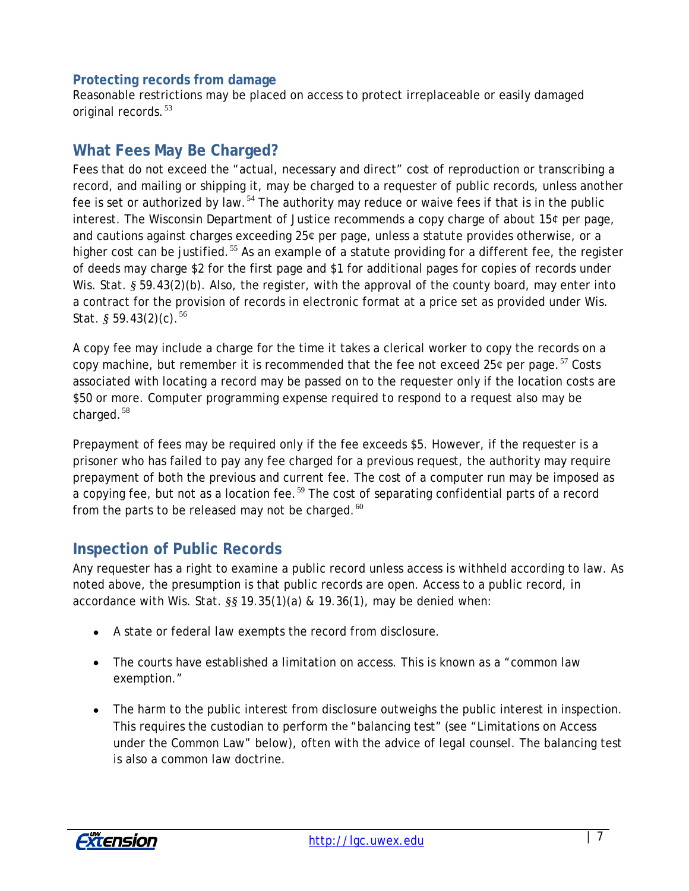### Protecting records from damage

Reasonable restrictions may be placed on access to protect irreplaceable or easily damaged original records.[53]

## What Fees May Be Charged?

Fees that do not exceed the "actual, necessary and direct" cost of reproduction or transcribing a record, and mailing or shipping it, may be charged to a requester of public records, unless another fee is set or authorized by law.[54] The authority may reduce or waive fees if that is in the public interest. The Wisconsin Department of Justice recommends a copy charge of about 15¢ per page, and cautions against charges exceeding 25¢ per page, unless a statute provides otherwise, or a higher cost can be justified.[55] As an example of a statute providing for a different fee, the register of deeds may charge $2 for the first page and $1 for additional pages for copies of records under Wis. Stat. § 59.43(2)(b). Also, the register, with the approval of the county board, may enter into a contract for the provision of records in electronic format at a price set as provided under Wis. Stat. § 59.43(2)(c).[56]

A copy fee may include a charge for the time it takes a clerical worker to copy the records on a copy machine, but remember it is recommended that the fee not exceed 25¢ per page.[57] Costs associated with locating a record may be passed on to the requester only if the location costs are $50 or more. Computer programming expense required to respond to a request also may be charged.[58]

Prepayment of fees may be required only if the fee exceeds $5. However, if the requester is a prisoner who has failed to pay any fee charged for a previous request, the authority may require prepayment of both the previous and current fee. The cost of a computer run may be imposed as a copying fee, but not as a location fee.[59] The cost of separating confidential parts of a record from the parts to be released may not be charged.[60]

## Inspection of Public Records

Any requester has a right to examine a public record unless access is withheld according to law. As noted above, the presumption is that public records are open. Access to a public record, in accordance with Wis. Stat. §§ 19.35(1)(a) & 19.36(1), may be denied when:

- A state or federal law exempts the record from disclosure.
- The courts have established a limitation on access. This is known as a "common law exemption."
- The harm to the public interest from disclosure outweighs the public interest in inspection. This requires the custodian to perform the "balancing test" (see "Limitations on Access under the Common Law" below), often with the advice of legal counsel. The balancing test is also a common law doctrine.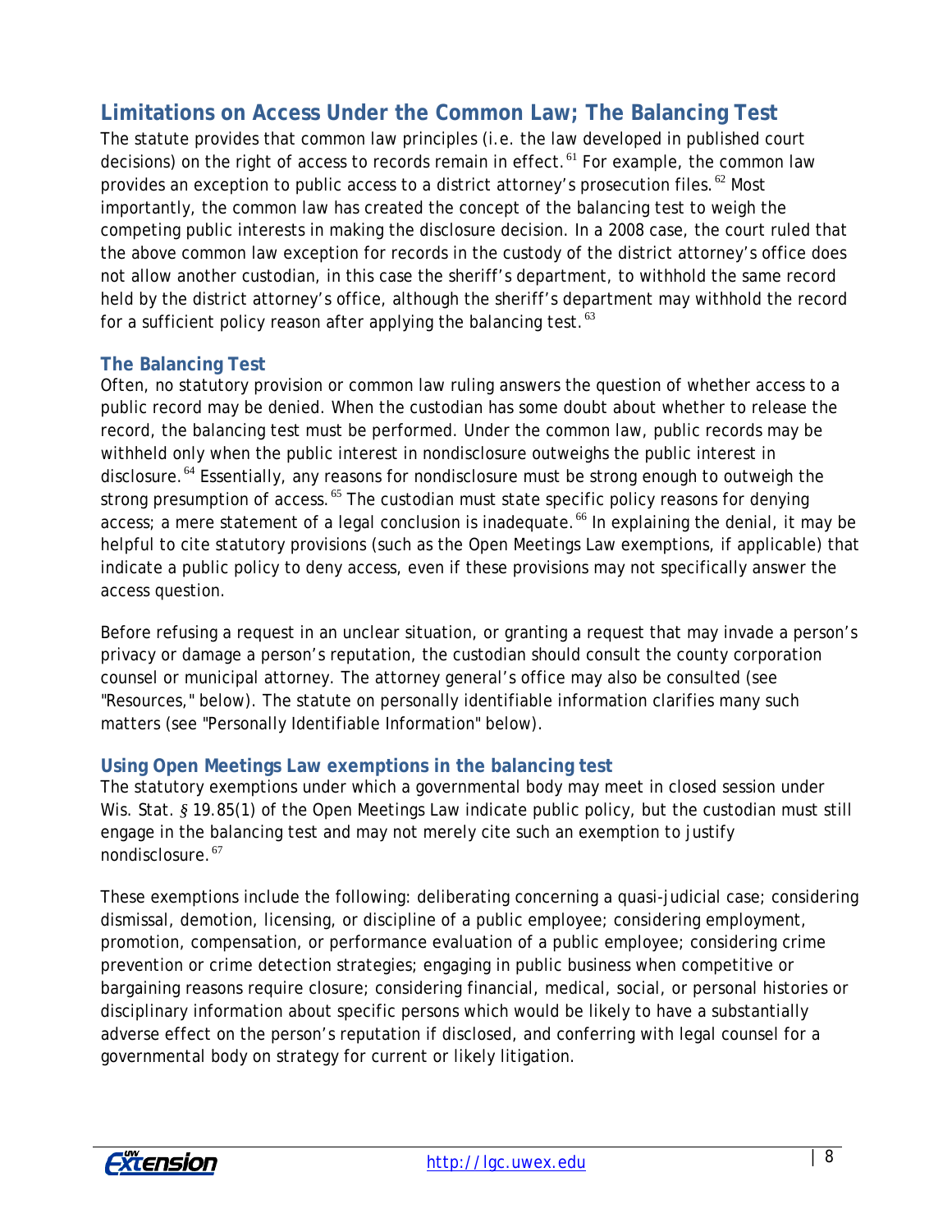## Limitations on Access Under the Common Law; The Balancing Test

The statute provides that common law principles (i.e. the law developed in published court decisions) on the right of access to records remain in effect.[61] For example, the common law provides an exception to public access to a district attorney's prosecution files.[62] Most importantly, the common law has created the concept of the balancing test to weigh the competing public interests in making the disclosure decision. In a 2008 case, the court ruled that the above common law exception for records in the custody of the district attorney's office does not allow another custodian, in this case the sheriff's department, to withhold the same record held by the district attorney's office, although the sheriff's department may withhold the record for a sufficient policy reason after applying the balancing test.[63]

### The Balancing Test

Often, no statutory provision or common law ruling answers the question of whether access to a public record may be denied. When the custodian has some doubt about whether to release the record, the balancing test must be performed. Under the common law, public records may be withheld only when the public interest in nondisclosure outweighs the public interest in disclosure.[64] Essentially, any reasons for nondisclosure must be strong enough to outweigh the strong presumption of access.[65] The custodian must state specific policy reasons for denying access; a mere statement of a legal conclusion is inadequate.[66] In explaining the denial, it may be helpful to cite statutory provisions (such as the Open Meetings Law exemptions, if applicable) that indicate a public policy to deny access, even if these provisions may not specifically answer the access question.

Before refusing a request in an unclear situation, or granting a request that may invade a person's privacy or damage a person's reputation, the custodian should consult the county corporation counsel or municipal attorney. The attorney general's office may also be consulted (see "Resources," below). The statute on personally identifiable information clarifies many such matters (see "Personally Identifiable Information" below).

### Using Open Meetings Law exemptions in the balancing test

The statutory exemptions under which a governmental body may meet in closed session under Wis. Stat. § 19.85(1) of the Open Meetings Law indicate public policy, but the custodian must still engage in the balancing test and may not merely cite such an exemption to justify nondisclosure.[67]

These exemptions include the following: deliberating concerning a quasi-judicial case; considering dismissal, demotion, licensing, or discipline of a public employee; considering employment, promotion, compensation, or performance evaluation of a public employee; considering crime prevention or crime detection strategies; engaging in public business when competitive or bargaining reasons require closure; considering financial, medical, social, or personal histories or disciplinary information about specific persons which would be likely to have a substantially adverse effect on the person's reputation if disclosed, and conferring with legal counsel for a governmental body on strategy for current or likely litigation.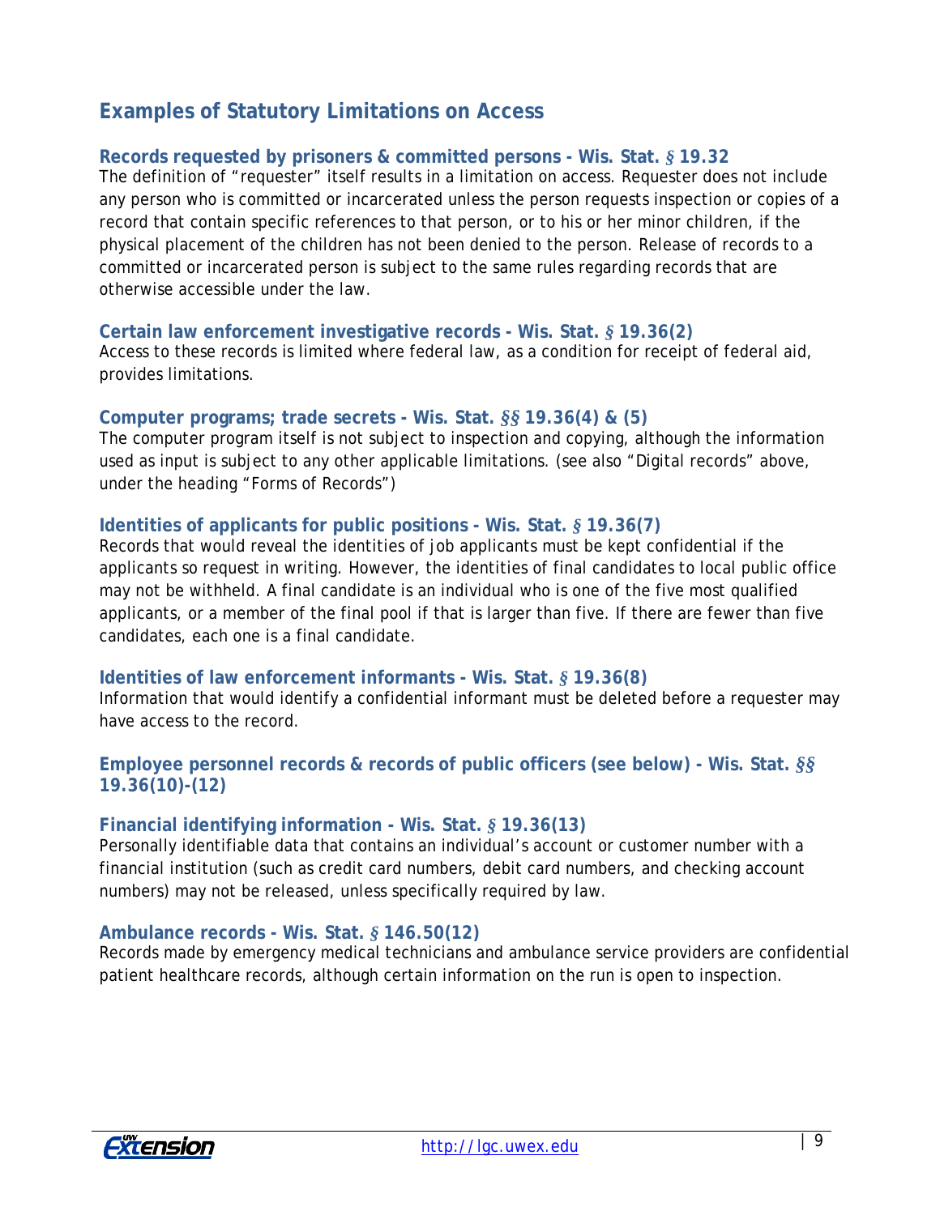## Examples of Statutory Limitations on Access

### Records requested by prisoners & committed persons - Wis. Stat. § 19.32

The definition of "requester" itself results in a limitation on access. Requester does not include any person who is committed or incarcerated unless the person requests inspection or copies of a record that contain specific references to that person, or to his or her minor children, if the physical placement of the children has not been denied to the person. Release of records to a committed or incarcerated person is subject to the same rules regarding records that are otherwise accessible under the law.

### Certain law enforcement investigative records - Wis. Stat. § 19.36(2)

Access to these records is limited where federal law, as a condition for receipt of federal aid, provides limitations.

### Computer programs; trade secrets - Wis. Stat. §§ 19.36(4) & (5)

The computer program itself is not subject to inspection and copying, although the information used as input is subject to any other applicable limitations. (see also "Digital records" above, under the heading "Forms of Records")

### Identities of applicants for public positions - Wis. Stat. § 19.36(7)

Records that would reveal the identities of job applicants must be kept confidential if the applicants so request in writing. However, the identities of final candidates to local public office may not be withheld. A final candidate is an individual who is one of the five most qualified applicants, or a member of the final pool if that is larger than five. If there are fewer than five candidates, each one is a final candidate.

### Identities of law enforcement informants - Wis. Stat. § 19.36(8)

Information that would identify a confidential informant must be deleted before a requester may have access to the record.

### Employee personnel records & records of public officers (see below) - Wis. Stat. §§ 19.36(10)-(12)

### Financial identifying information - Wis. Stat. § 19.36(13)

Personally identifiable data that contains an individual's account or customer number with a financial institution (such as credit card numbers, debit card numbers, and checking account numbers) may not be released, unless specifically required by law.

### Ambulance records - Wis. Stat. § 146.50(12)

Records made by emergency medical technicians and ambulance service providers are confidential patient healthcare records, although certain information on the run is open to inspection.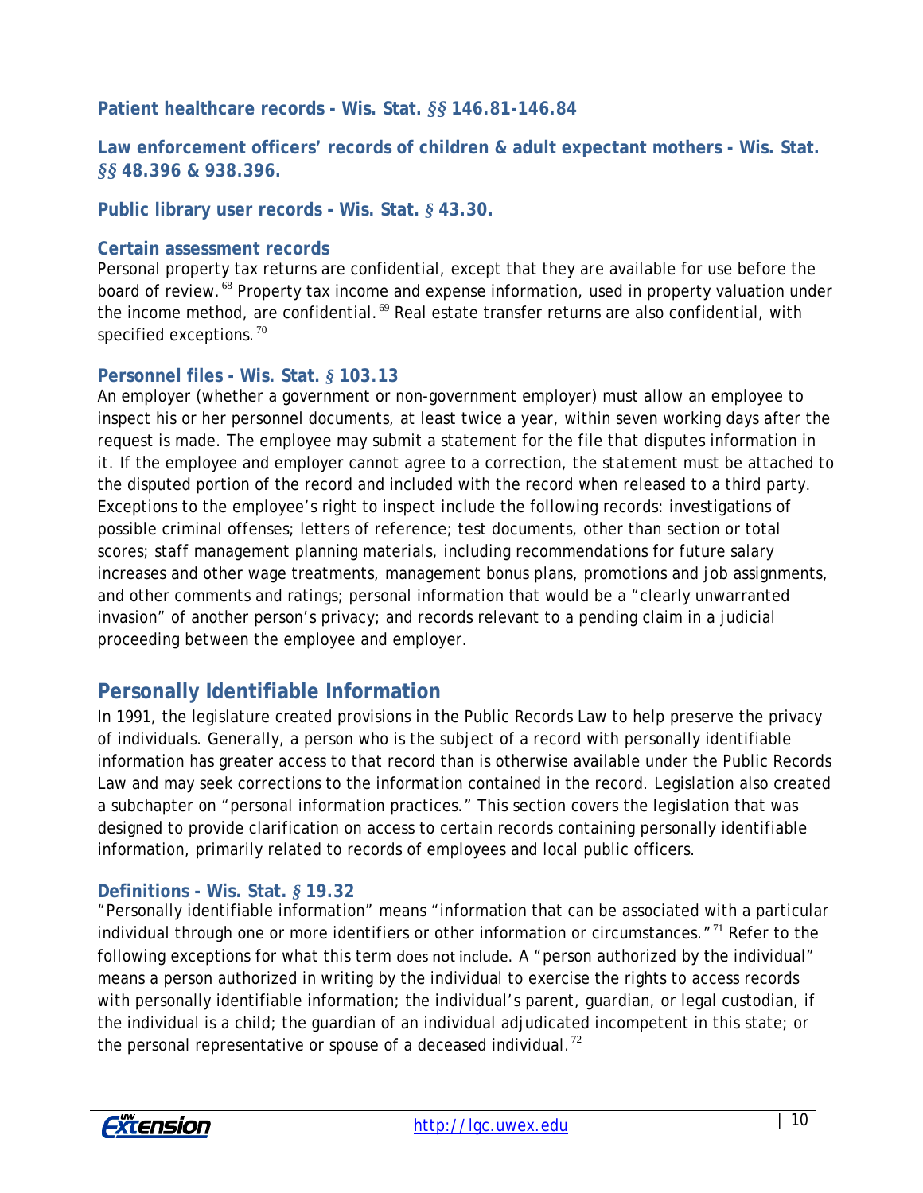### Patient healthcare records - Wis. Stat. §§ 146.81-146.84

### Law enforcement officers' records of children & adult expectant mothers - Wis. Stat. §§ 48.396 & 938.396.

### Public library user records - Wis. Stat. § 43.30.

### Certain assessment records

Personal property tax returns are confidential, except that they are available for use before the board of review.[68] Property tax income and expense information, used in property valuation under the income method, are confidential.[69] Real estate transfer returns are also confidential, with specified exceptions.[70]

### Personnel files - Wis. Stat. § 103.13

An employer (whether a government or non-government employer) must allow an employee to inspect his or her personnel documents, at least twice a year, within seven working days after the request is made. The employee may submit a statement for the file that disputes information in it. If the employee and employer cannot agree to a correction, the statement must be attached to the disputed portion of the record and included with the record when released to a third party. Exceptions to the employee's right to inspect include the following records: investigations of possible criminal offenses; letters of reference; test documents, other than section or total scores; staff management planning materials, including recommendations for future salary increases and other wage treatments, management bonus plans, promotions and job assignments, and other comments and ratings; personal information that would be a "clearly unwarranted invasion" of another person's privacy; and records relevant to a pending claim in a judicial proceeding between the employee and employer.

## Personally Identifiable Information

In 1991, the legislature created provisions in the Public Records Law to help preserve the privacy of individuals. Generally, a person who is the subject of a record with personally identifiable information has greater access to that record than is otherwise available under the Public Records Law and may seek corrections to the information contained in the record. Legislation also created a subchapter on "personal information practices." This section covers the legislation that was designed to provide clarification on access to certain records containing personally identifiable information, primarily related to records of employees and local public officers.

### Definitions - Wis. Stat. § 19.32

"Personally identifiable information" means "information that can be associated with a particular individual through one or more identifiers or other information or circumstances."[71] Refer to the following exceptions for what this term does not include. A "person authorized by the individual" means a person authorized in writing by the individual to exercise the rights to access records with personally identifiable information; the individual's parent, guardian, or legal custodian, if the individual is a child; the guardian of an individual adjudicated incompetent in this state; or the personal representative or spouse of a deceased individual.[72]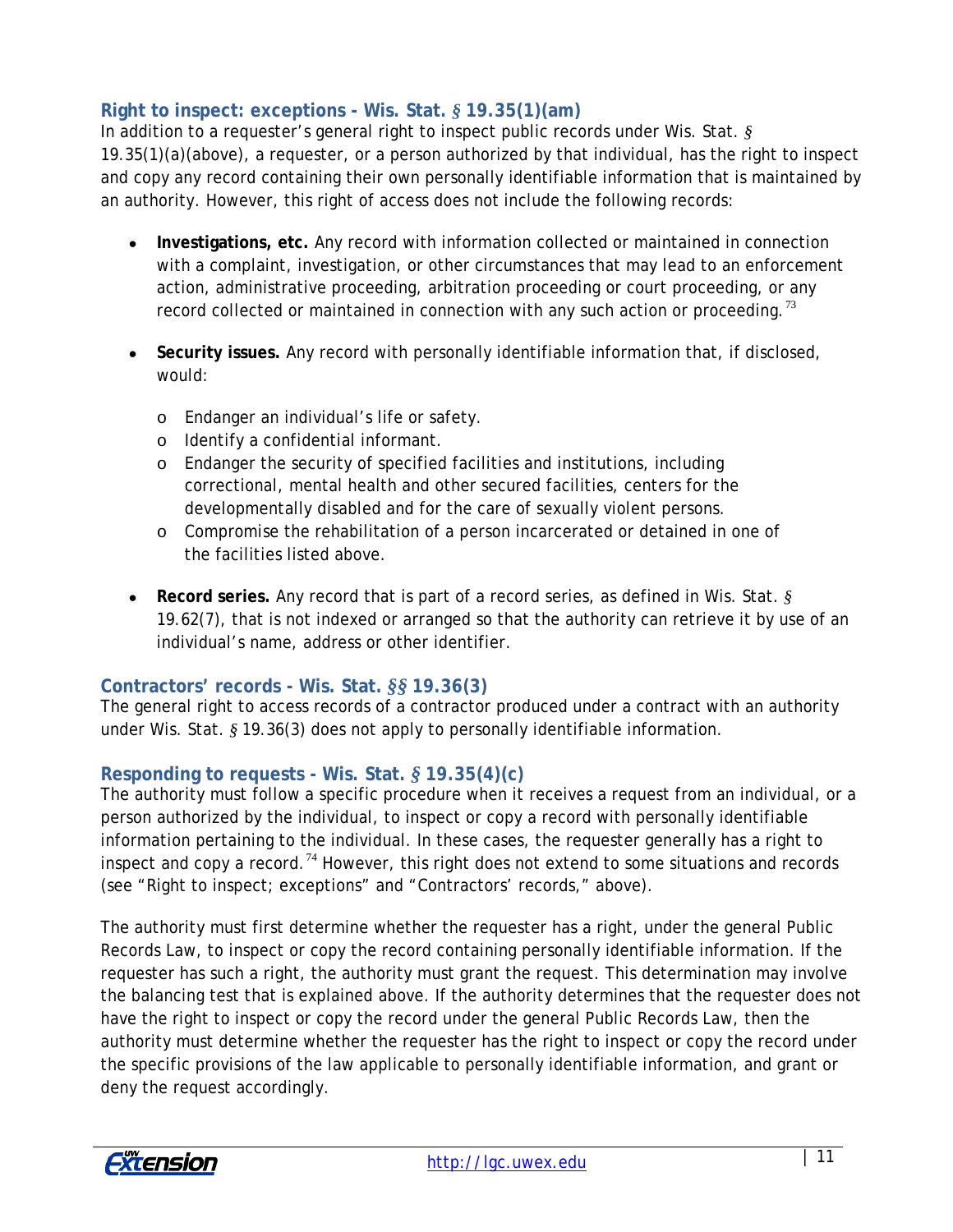### Right to inspect: exceptions - Wis. Stat. § 19.35(1)(am)

In addition to a requester's general right to inspect public records under Wis. Stat. § 19.35(1)(a)(above), a requester, or a person authorized by that individual, has the right to inspect and copy any record containing their own personally identifiable information that is maintained by an authority. However, this right of access does not include the following records:

- **Investigations, etc.** Any record with information collected or maintained in connection with a complaint, investigation, or other circumstances that may lead to an enforcement action, administrative proceeding, arbitration proceeding or court proceeding, or any record collected or maintained in connection with any such action or proceeding.[73]

- **Security issues.** Any record with personally identifiable information that, if disclosed, would:
  - Endanger an individual's life or safety.
  - Identify a confidential informant.
  - Endanger the security of specified facilities and institutions, including correctional, mental health and other secured facilities, centers for the developmentally disabled and for the care of sexually violent persons.
  - Compromise the rehabilitation of a person incarcerated or detained in one of the facilities listed above.

- **Record series.** Any record that is part of a record series, as defined in Wis. Stat. § 19.62(7), that is not indexed or arranged so that the authority can retrieve it by use of an individual's name, address or other identifier.

### Contractors' records - Wis. Stat. §§ 19.36(3)

The general right to access records of a contractor produced under a contract with an authority under Wis. Stat. § 19.36(3) does not apply to personally identifiable information.

### Responding to requests - Wis. Stat. § 19.35(4)(c)

The authority must follow a specific procedure when it receives a request from an individual, or a person authorized by the individual, to inspect or copy a record with personally identifiable information pertaining to the individual. In these cases, the requester generally has a right to inspect and copy a record.[74] However, this right does not extend to some situations and records (see "Right to inspect; exceptions" and "Contractors' records," above).

The authority must first determine whether the requester has a right, under the general Public Records Law, to inspect or copy the record containing personally identifiable information. If the requester has such a right, the authority must grant the request. This determination may involve the balancing test that is explained above. If the authority determines that the requester does not have the right to inspect or copy the record under the general Public Records Law, then the authority must determine whether the requester has the right to inspect or copy the record under the specific provisions of the law applicable to personally identifiable information, and grant or deny the request accordingly.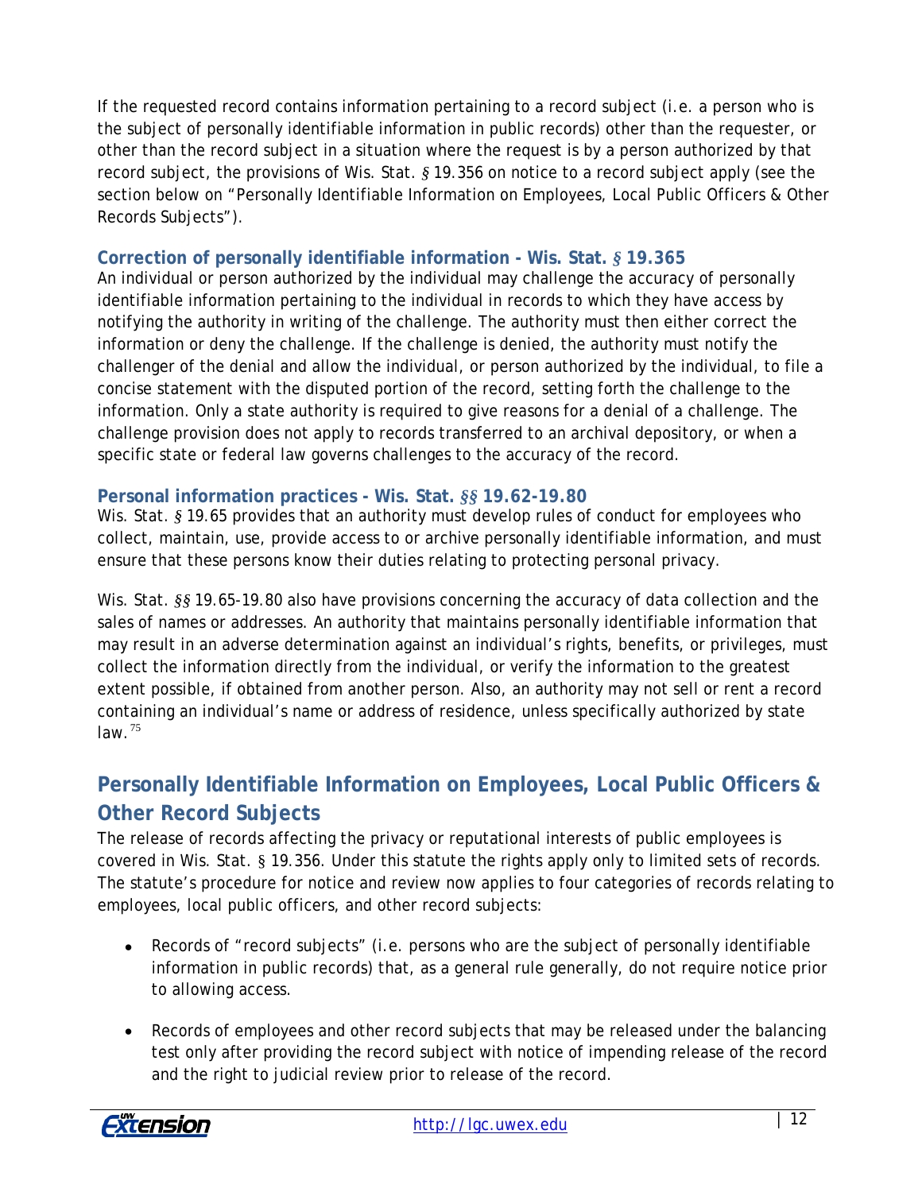If the requested record contains information pertaining to a record subject (i.e. a person who is the subject of personally identifiable information in public records) other than the requester, or other than the record subject in a situation where the request is by a person authorized by that record subject, the provisions of Wis. Stat. § 19.356 on notice to a record subject apply (see the section below on "Personally Identifiable Information on Employees, Local Public Officers & Other Records Subjects").

### Correction of personally identifiable information - Wis. Stat. § 19.365

An individual or person authorized by the individual may challenge the accuracy of personally identifiable information pertaining to the individual in records to which they have access by notifying the authority in writing of the challenge. The authority must then either correct the information or deny the challenge. If the challenge is denied, the authority must notify the challenger of the denial and allow the individual, or person authorized by the individual, to file a concise statement with the disputed portion of the record, setting forth the challenge to the information. Only a state authority is required to give reasons for a denial of a challenge. The challenge provision does not apply to records transferred to an archival depository, or when a specific state or federal law governs challenges to the accuracy of the record.

### Personal information practices - Wis. Stat. §§ 19.62-19.80

Wis. Stat. § 19.65 provides that an authority must develop rules of conduct for employees who collect, maintain, use, provide access to or archive personally identifiable information, and must ensure that these persons know their duties relating to protecting personal privacy.

Wis. Stat. §§ 19.65-19.80 also have provisions concerning the accuracy of data collection and the sales of names or addresses. An authority that maintains personally identifiable information that may result in an adverse determination against an individual's rights, benefits, or privileges, must collect the information directly from the individual, or verify the information to the greatest extent possible, if obtained from another person. Also, an authority may not sell or rent a record containing an individual's name or address of residence, unless specifically authorized by state law.[75]

## Personally Identifiable Information on Employees, Local Public Officers & Other Record Subjects

The release of records affecting the privacy or reputational interests of public employees is covered in Wis. Stat. § 19.356. Under this statute the rights apply only to limited sets of records. The statute's procedure for notice and review now applies to four categories of records relating to employees, local public officers, and other record subjects:

- Records of "record subjects" (i.e. persons who are the subject of personally identifiable information in public records) that, as a general rule generally, do not require notice prior to allowing access.
- Records of employees and other record subjects that may be released under the balancing test only after providing the record subject with notice of impending release of the record and the right to judicial review prior to release of the record.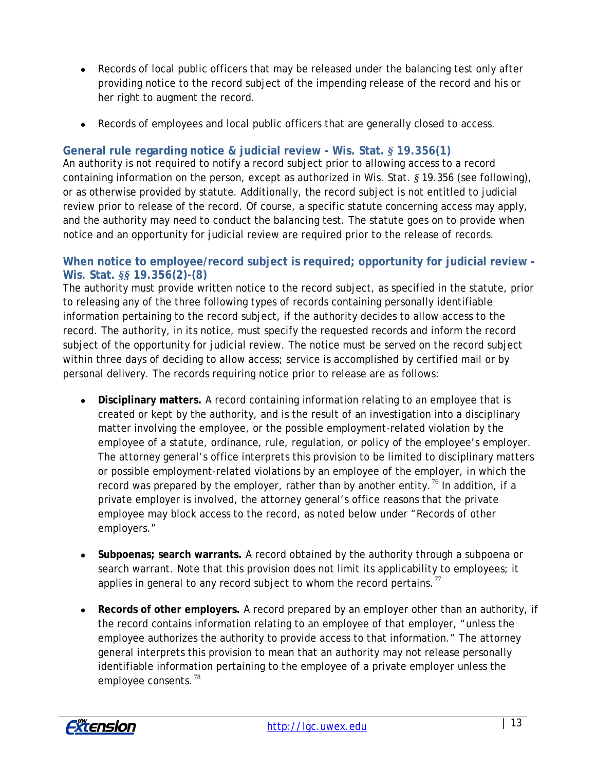- Records of local public officers that may be released under the balancing test only after providing notice to the record subject of the impending release of the record and his or her right to augment the record.

- Records of employees and local public officers that are generally closed to access.

### General rule regarding notice & judicial review - Wis. Stat. § 19.356(1)

An authority is not required to notify a record subject prior to allowing access to a record containing information on the person, except as authorized in Wis. Stat. § 19.356 (see following), or as otherwise provided by statute. Additionally, the record subject is not entitled to judicial review prior to release of the record. Of course, a specific statute concerning access may apply, and the authority may need to conduct the balancing test. The statute goes on to provide when notice and an opportunity for judicial review are required prior to the release of records.

### When notice to employee/record subject is required; opportunity for judicial review - Wis. Stat. §§ 19.356(2)-(8)

The authority must provide written notice to the record subject, as specified in the statute, prior to releasing any of the three following types of records containing personally identifiable information pertaining to the record subject, if the authority decides to allow access to the record. The authority, in its notice, must specify the requested records and inform the record subject of the opportunity for judicial review. The notice must be served on the record subject within three days of deciding to allow access; service is accomplished by certified mail or by personal delivery. The records requiring notice prior to release are as follows:

- **Disciplinary matters.** A record containing information relating to an employee that is created or kept by the authority, and is the result of an investigation into a disciplinary matter involving the employee, or the possible employment-related violation by the employee of a statute, ordinance, rule, regulation, or policy of the employee's employer. The attorney general's office interprets this provision to be limited to disciplinary matters or possible employment-related violations by an employee of the employer, in which the record was prepared by the employer, rather than by another entity.[76] In addition, if a private employer is involved, the attorney general's office reasons that the private employee may block access to the record, as noted below under "Records of other employers."

- **Subpoenas; search warrants.** A record obtained by the authority through a subpoena or search warrant. Note that this provision does not limit its applicability to employees; it applies in general to any record subject to whom the record pertains.[77]

- **Records of other employers.** A record prepared by an employer other than an authority, if the record contains information relating to an employee of that employer, "unless the employee authorizes the authority to provide access to that information." The attorney general interprets this provision to mean that an authority may not release personally identifiable information pertaining to the employee of a private employer unless the employee consents.[78]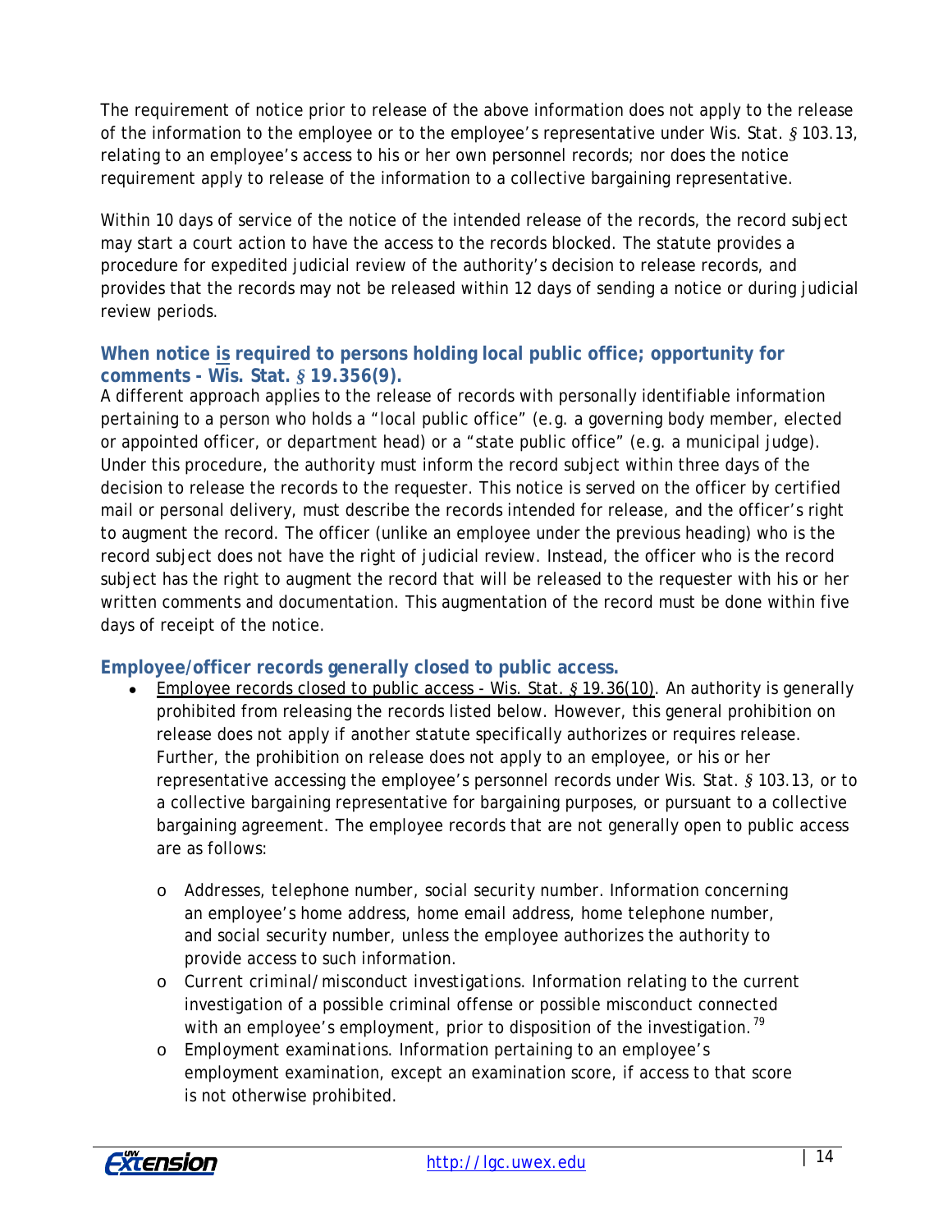The requirement of notice prior to release of the above information does not apply to the release of the information to the employee or to the employee's representative under Wis. Stat. § 103.13, relating to an employee's access to his or her own personnel records; nor does the notice requirement apply to release of the information to a collective bargaining representative.

Within 10 days of service of the notice of the intended release of the records, the record subject may start a court action to have the access to the records blocked. The statute provides a procedure for expedited judicial review of the authority's decision to release records, and provides that the records may not be released within 12 days of sending a notice or during judicial review periods.

### When notice <u>is</u> required to persons holding local public office; opportunity for comments - Wis. Stat. § 19.356(9).

A different approach applies to the release of records with personally identifiable information pertaining to a person who holds a "local public office" (e.g. a governing body member, elected or appointed officer, or department head) or a "state public office" (e.g. a municipal judge). Under this procedure, the authority must inform the record subject within three days of the decision to release the records to the requester. This notice is served on the officer by certified mail or personal delivery, must describe the records intended for release, and the officer's right to augment the record. The officer (unlike an employee under the previous heading) who is the record subject does not have the right of judicial review. Instead, the officer who is the record subject has the right to augment the record that will be released to the requester with his or her written comments and documentation. This augmentation of the record must be done within five days of receipt of the notice.

### Employee/officer records generally closed to public access.

- <u>Employee records closed to public access - Wis. Stat. § 19.36(10)</u>. An authority is generally prohibited from releasing the records listed below. However, this general prohibition on release does not apply if another statute specifically authorizes or requires release. Further, the prohibition on release does not apply to an employee, or his or her representative accessing the employee's personnel records under Wis. Stat. § 103.13, or to a collective bargaining representative for bargaining purposes, or pursuant to a collective bargaining agreement. The employee records that are not generally open to public access are as follows:
  - *Addresses, telephone number, social security number.* Information concerning an employee's home address, home email address, home telephone number, and social security number, unless the employee authorizes the authority to provide access to such information.
  - *Current criminal/misconduct investigations.* Information relating to the current investigation of a possible criminal offense or possible misconduct connected with an employee's employment, prior to disposition of the investigation.[79]
  - *Employment examinations.* Information pertaining to an employee's employment examination, except an examination score, if access to that score is not otherwise prohibited.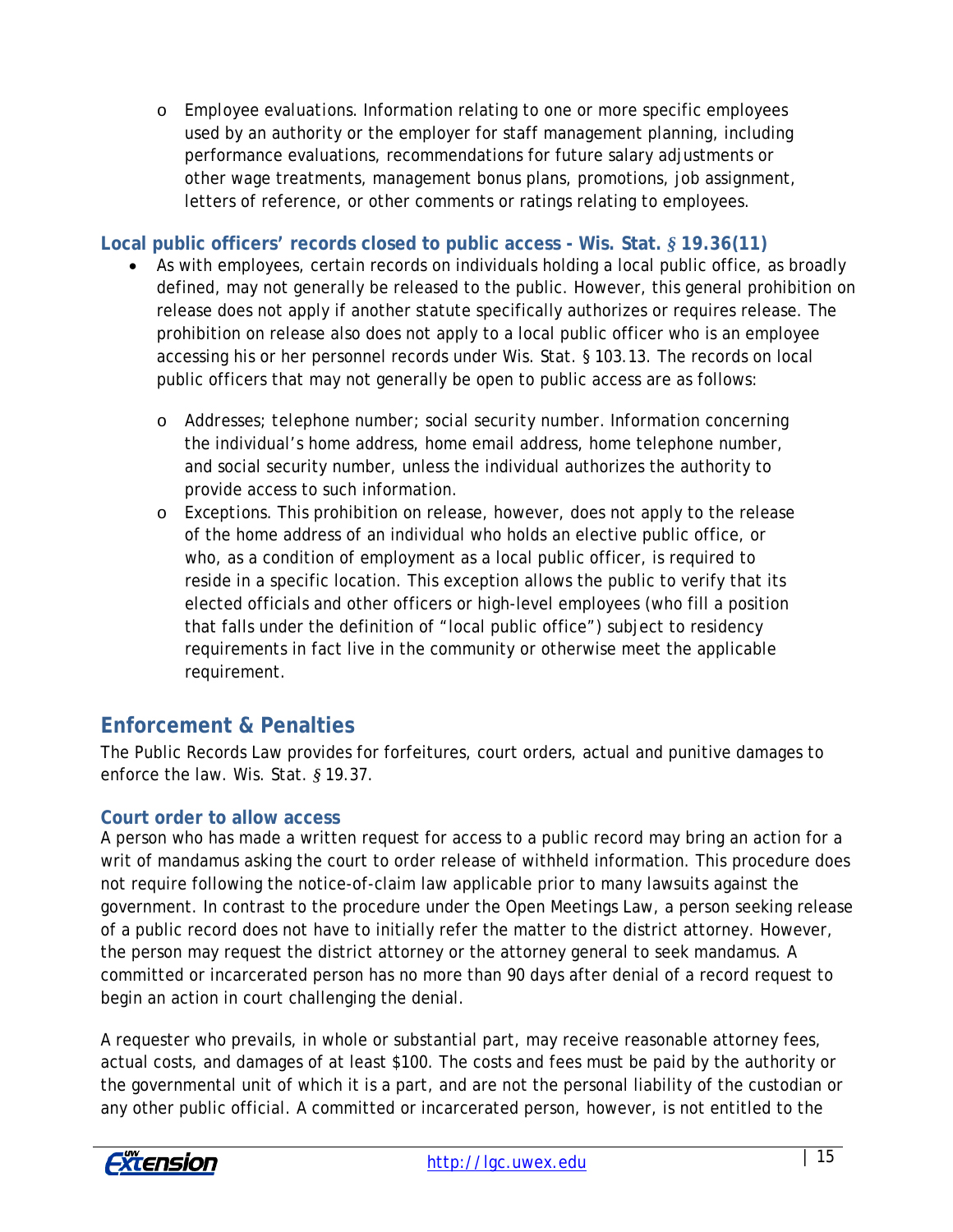- *Employee evaluations.* Information relating to one or more specific employees used by an authority or the employer for staff management planning, including performance evaluations, recommendations for future salary adjustments or other wage treatments, management bonus plans, promotions, job assignment, letters of reference, or other comments or ratings relating to employees.

### Local public officers' records closed to public access - Wis. Stat. § 19.36(11)

- As with employees, certain records on individuals holding a local public office, as broadly defined, may not generally be released to the public. However, this general prohibition on release does not apply if another statute specifically authorizes or requires release. The prohibition on release also does not apply to a local public officer who is an employee accessing his or her personnel records under Wis. Stat. § 103.13. The records on local public officers that may not generally be open to public access are as follows:
  - *Addresses; telephone number; social security number.* Information concerning the individual's home address, home email address, home telephone number, and social security number, unless the individual authorizes the authority to provide access to such information.
  - *Exceptions.* This prohibition on release, however, does not apply to the release of the home address of an individual who holds an elective public office, or who, as a condition of employment as a local public officer, is required to reside in a specific location. This exception allows the public to verify that its elected officials and other officers or high-level employees (who fill a position that falls under the definition of "local public office") subject to residency requirements in fact live in the community or otherwise meet the applicable requirement.

## Enforcement & Penalties

The Public Records Law provides for forfeitures, court orders, actual and punitive damages to enforce the law. Wis. Stat. § 19.37.

### Court order to allow access

A person who has made a written request for access to a public record may bring an action for a writ of mandamus asking the court to order release of withheld information. This procedure does not require following the notice-of-claim law applicable prior to many lawsuits against the government. In contrast to the procedure under the Open Meetings Law, a person seeking release of a public record does not have to initially refer the matter to the district attorney. However, the person may request the district attorney or the attorney general to seek mandamus. A committed or incarcerated person has no more than 90 days after denial of a record request to begin an action in court challenging the denial.

A requester who prevails, in whole or substantial part, may receive reasonable attorney fees, actual costs, and damages of at least $100. The costs and fees must be paid by the authority or the governmental unit of which it is a part, and are not the personal liability of the custodian or any other public official. A committed or incarcerated person, however, is not entitled to the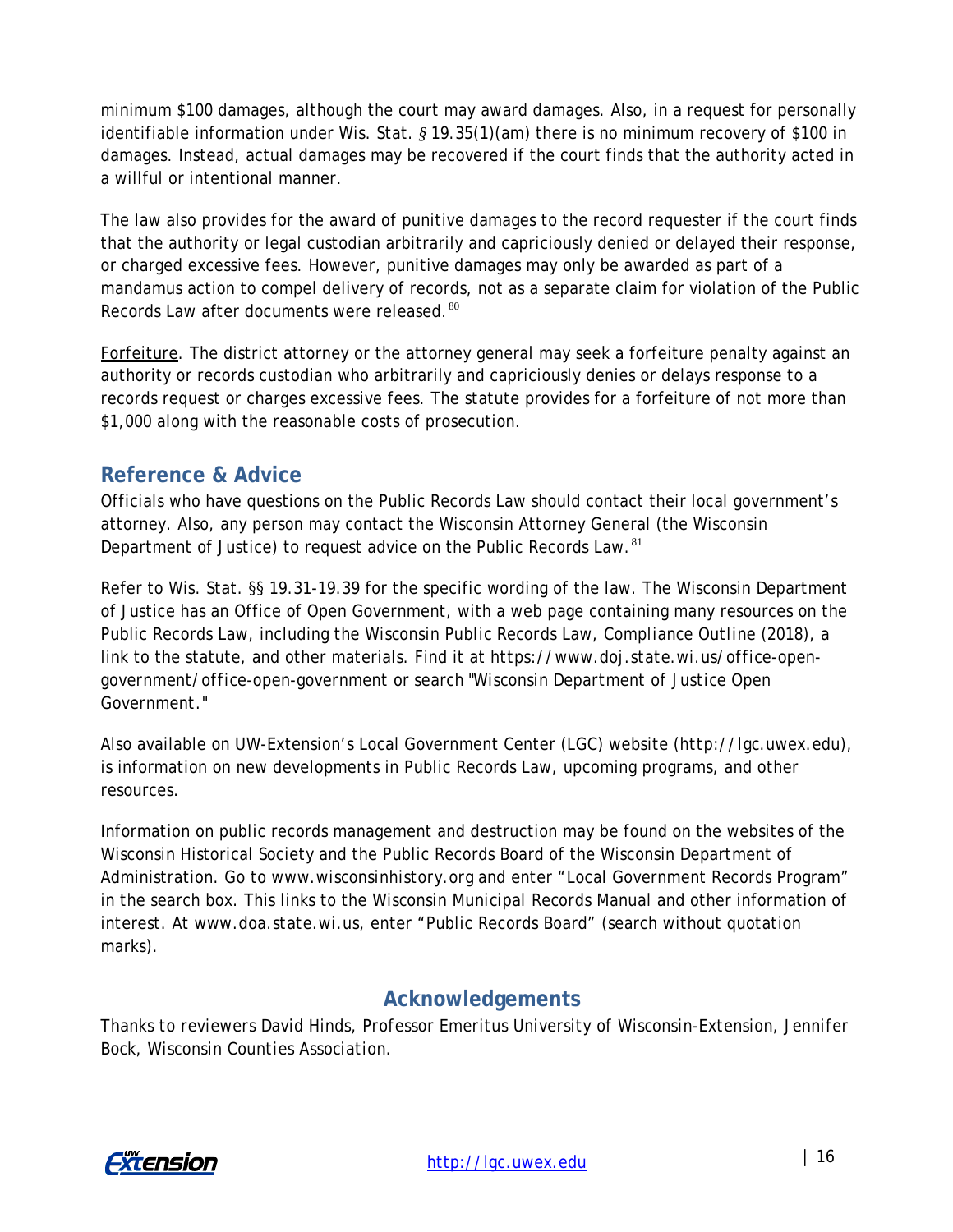minimum $100 damages, although the court may award damages. Also, in a request for personally identifiable information under Wis. Stat. § 19.35(1)(am) there is no minimum recovery of $100 in damages. Instead, actual damages may be recovered if the court finds that the authority acted in a willful or intentional manner.

The law also provides for the award of punitive damages to the record requester if the court finds that the authority or legal custodian arbitrarily and capriciously denied or delayed their response, or charged excessive fees. However, punitive damages may only be awarded as part of a mandamus action to compel delivery of records, not as a separate claim for violation of the Public Records Law after documents were released.[80]

Forfeiture. The district attorney or the attorney general may seek a forfeiture penalty against an authority or records custodian who arbitrarily and capriciously denies or delays response to a records request or charges excessive fees. The statute provides for a forfeiture of not more than $1,000 along with the reasonable costs of prosecution.

## Reference & Advice

Officials who have questions on the Public Records Law should contact their local government's attorney. Also, any person may contact the Wisconsin Attorney General (the Wisconsin Department of Justice) to request advice on the Public Records Law.[81]

Refer to Wis. Stat. §§ 19.31-19.39 for the specific wording of the law. The Wisconsin Department of Justice has an Office of Open Government, with a web page containing many resources on the Public Records Law, including the *Wisconsin Public Records Law, Compliance Outline* (2018), a link to the statute, and other materials. Find it at https://www.doj.state.wi.us/office-open-government/office-open-government or search "Wisconsin Department of Justice Open Government."

Also available on UW-Extension's Local Government Center (LGC) website (http://lgc.uwex.edu), is information on new developments in Public Records Law, upcoming programs, and other resources.

Information on public records management and destruction may be found on the websites of the Wisconsin Historical Society and the Public Records Board of the Wisconsin Department of Administration. Go to www.wisconsinhistory.org and enter "Local Government Records Program" in the search box. This links to the Wisconsin Municipal Records Manual and other information of interest. At www.doa.state.wi.us, enter "Public Records Board" (search without quotation marks).

## Acknowledgements

*Thanks to reviewers David Hinds, Professor Emeritus University of Wisconsin-Extension, Jennifer Bock, Wisconsin Counties Association.*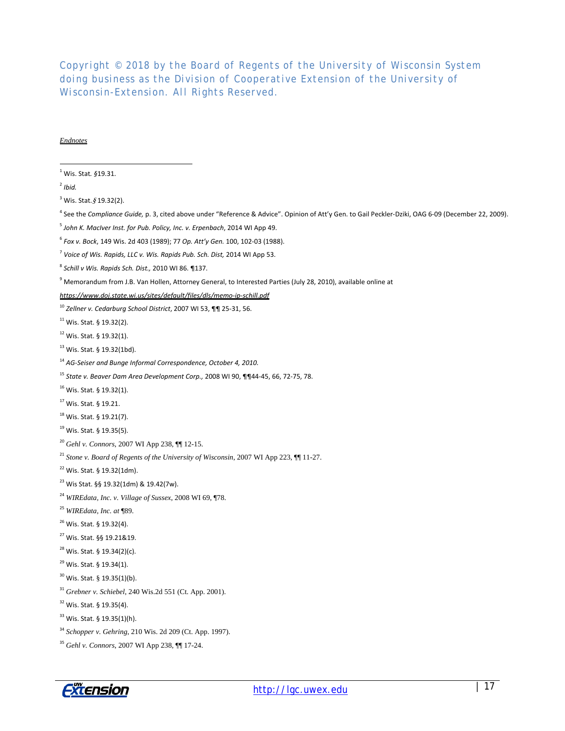Copyright © 2018 by the Board of Regents of the University of Wisconsin System doing business as the Division of Cooperative Extension of the University of Wisconsin-Extension. All Rights Reserved.

*Endnotes*

[1] Wis. Stat. §19.31.

[2] *Ibid.*

[3] Wis. Stat. § 19.32(2).

[4] See the *Compliance Guide,* p. 3, cited above under "Reference & Advice". Opinion of Att'y Gen. to Gail Peckler-Dziki, OAG 6-09 (December 22, 2009).

[5] *John K. MacIver Inst. for Pub. Policy, Inc. v. Erpenbach*, 2014 WI App 49.

[6] *Fox v. Bock*, 149 Wis. 2d 403 (1989); 77 *Op. Att'y Gen.* 100, 102-03 (1988).

[7] *Voice of Wis. Rapids, LLC v. Wis. Rapids Pub. Sch. Dist,* 2014 WI App 53.

[8] *Schill v Wis. Rapids Sch. Dist.,* 2010 WI 86. ¶137.

[9] Memorandum from J.B. Van Hollen, Attorney General, to Interested Parties (July 28, 2010), available online at *https://www.doj.state.wi.us/sites/default/files/dls/memo-ip-schill.pdf*

[10] *Zellner v. Cedarburg School District*, 2007 WI 53, ¶¶ 25-31, 56.

[11] Wis. Stat. § 19.32(2).

[12] Wis. Stat. § 19.32(1).

[13] Wis. Stat. § 19.32(1bd).

[14] *AG-Seiser and Bunge Informal Correspondence, October 4, 2010.*

[15] *State v. Beaver Dam Area Development Corp.,* 2008 WI 90, ¶¶44-45, 66, 72-75, 78.

[16] Wis. Stat. § 19.32(1).

[17] Wis. Stat. § 19.21.

[18] Wis. Stat. § 19.21(7).

[19] Wis. Stat. § 19.35(5).

[20] *Gehl v. Connors*, 2007 WI App 238, ¶¶ 12-15.

[21] *Stone v. Board of Regents of the University of Wisconsin*, 2007 WI App 223, ¶¶ 11-27.

[22] Wis. Stat. § 19.32(1dm).

[23] Wis Stat. §§ 19.32(1dm) & 19.42(7w).

[24] *WIREdata, Inc. v. Village of Sussex*, 2008 WI 69, ¶78.

[25] *WIREdata, Inc. at* ¶89.

[26] Wis. Stat. § 19.32(4).

[27] Wis. Stat. §§ 19.21&19.

[28] Wis. Stat. § 19.34(2)(c).

[29] Wis. Stat. § 19.34(1).

[30] Wis. Stat. § 19.35(1)(b).

[31] *Grebner v. Schiebel*, 240 Wis.2d 551 (Ct. App. 2001).

[32] Wis. Stat. § 19.35(4).

[33] Wis. Stat. § 19.35(1)(h).

[34] *Schopper v. Gehring*, 210 Wis. 2d 209 (Ct. App. 1997).

[35] *Gehl v. Connors*, 2007 WI App 238, ¶¶ 17-24.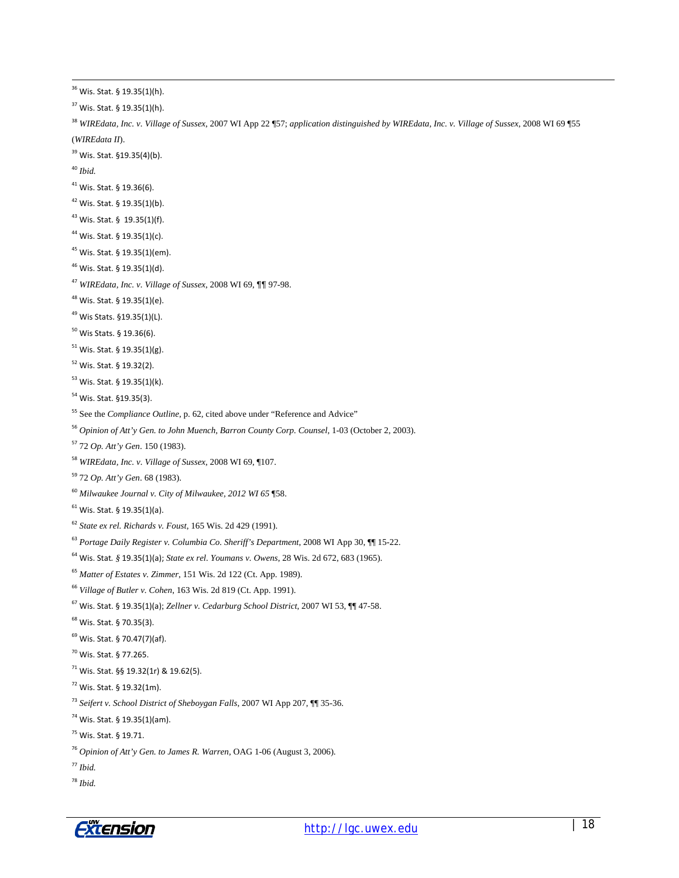[36] Wis. Stat. § 19.35(1)(h).

[37] Wis. Stat. § 19.35(1)(h).

[38] *WIREdata, Inc. v. Village of Sussex*, 2007 WI App 22 ¶57; *application distinguished by WIREdata, Inc. v. Village of Sussex*, 2008 WI 69 ¶55 (*WIREdata II*).

[39] Wis. Stat. §19.35(4)(b).

[40] *Ibid.*

[41] Wis. Stat. § 19.36(6).

[42] Wis. Stat. § 19.35(1)(b).

[43] Wis. Stat. § 19.35(1)(f).

[44] Wis. Stat. § 19.35(1)(c).

[45] Wis. Stat. § 19.35(1)(em).

[46] Wis. Stat. § 19.35(1)(d).

[47] *WIREdata, Inc. v. Village of Sussex*, 2008 WI 69, ¶¶ 97-98.

[48] Wis. Stat. § 19.35(1)(e).

[49] Wis Stats. §19.35(1)(L).

[50] Wis Stats. § 19.36(6).

[51] Wis. Stat. § 19.35(1)(g).

[52] Wis. Stat. § 19.32(2).

[53] Wis. Stat. § 19.35(1)(k).

[54] Wis. Stat. §19.35(3).

[55] See the *Compliance Outline*, p. 62, cited above under "Reference and Advice"

[56] *Opinion of Att'y Gen. to John Muench, Barron County Corp. Counsel*, 1-03 (October 2, 2003).

[57] 72 *Op. Att'y Gen*. 150 (1983).

[58] *WIREdata, Inc. v. Village of Sussex*, 2008 WI 69, ¶107.

[59] 72 *Op. Att'y Gen*. 68 (1983).

[60] *Milwaukee Journal v. City of Milwaukee, 2012 WI 65* ¶58.

[61] Wis. Stat. § 19.35(1)(a).

[62] *State ex rel. Richards v. Foust*, 165 Wis. 2d 429 (1991).

[63] *Portage Daily Register v. Columbia Co. Sheriff's Department*, 2008 WI App 30, ¶¶ 15-22.

[64] Wis. Stat*. §* 19.35(1)(a); *State ex rel. Youmans v. Owens*, 28 Wis. 2d 672, 683 (1965).

[65] *Matter of Estates v. Zimmer*, 151 Wis. 2d 122 (Ct. App. 1989).

[66] *Village of Butler v. Cohen*, 163 Wis. 2d 819 (Ct. App. 1991).

[67] Wis. Stat. § 19.35(1)(a); *Zellner v. Cedarburg School District*, 2007 WI 53, ¶¶ 47-58.

[68] Wis. Stat. § 70.35(3).

[69] Wis. Stat. § 70.47(7)(af).

[70] Wis. Stat. § 77.265.

[71] Wis. Stat. §§ 19.32(1r) & 19.62(5).

[72] Wis. Stat. § 19.32(1m).

[73] *Seifert v. School District of Sheboygan Falls*, 2007 WI App 207, ¶¶ 35-36.

[74] Wis. Stat. § 19.35(1)(am).

[75] Wis. Stat. § 19.71.

[76] *Opinion of Att'y Gen. to James R. Warren*, OAG 1-06 (August 3, 2006).

[77] *Ibid.*

[78] *Ibid.*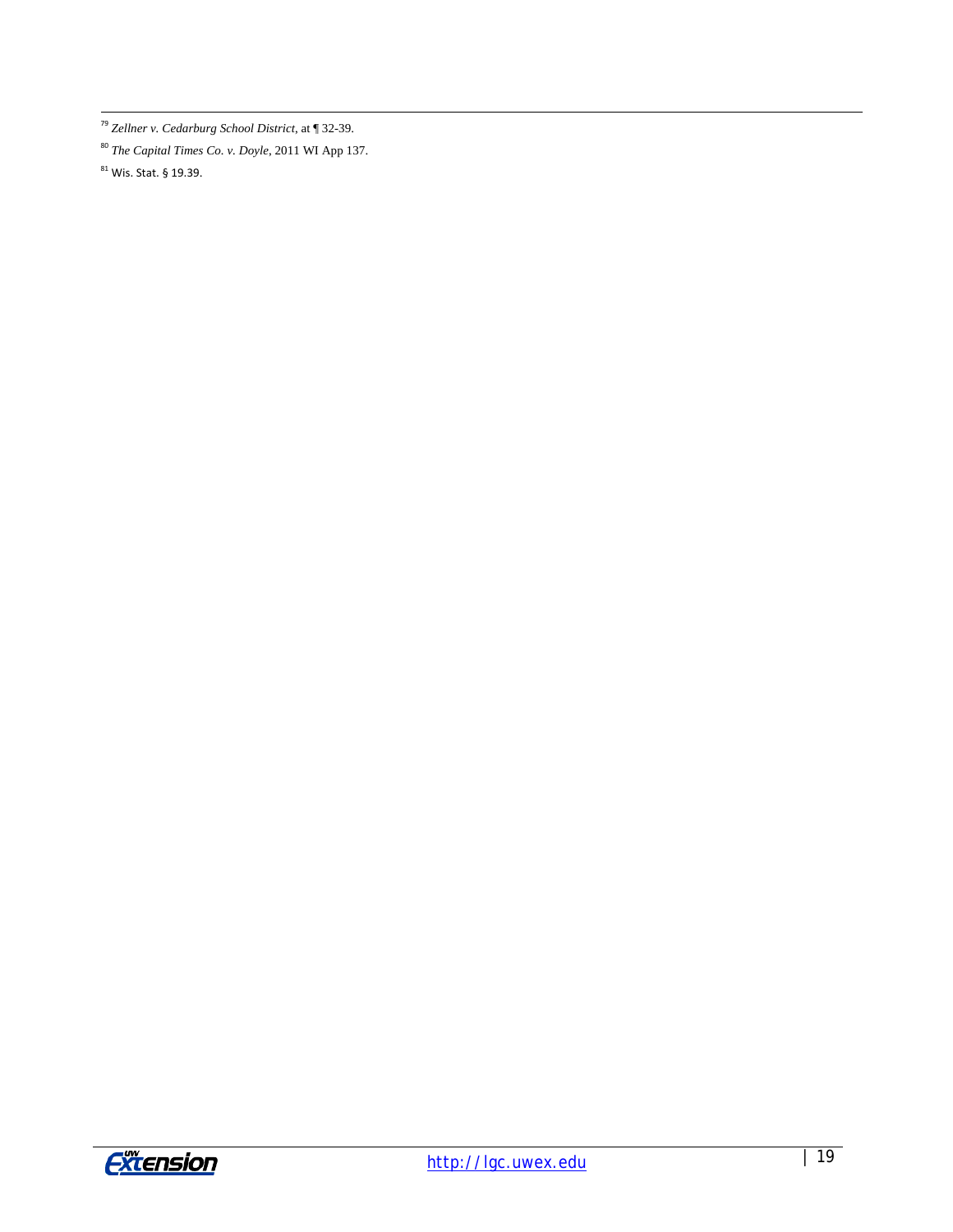[79] *Zellner v. Cedarburg School District*, at ¶ 32-39.

[80] *The Capital Times Co. v. Doyle*, 2011 WI App 137.

[81] Wis. Stat. § 19.39.